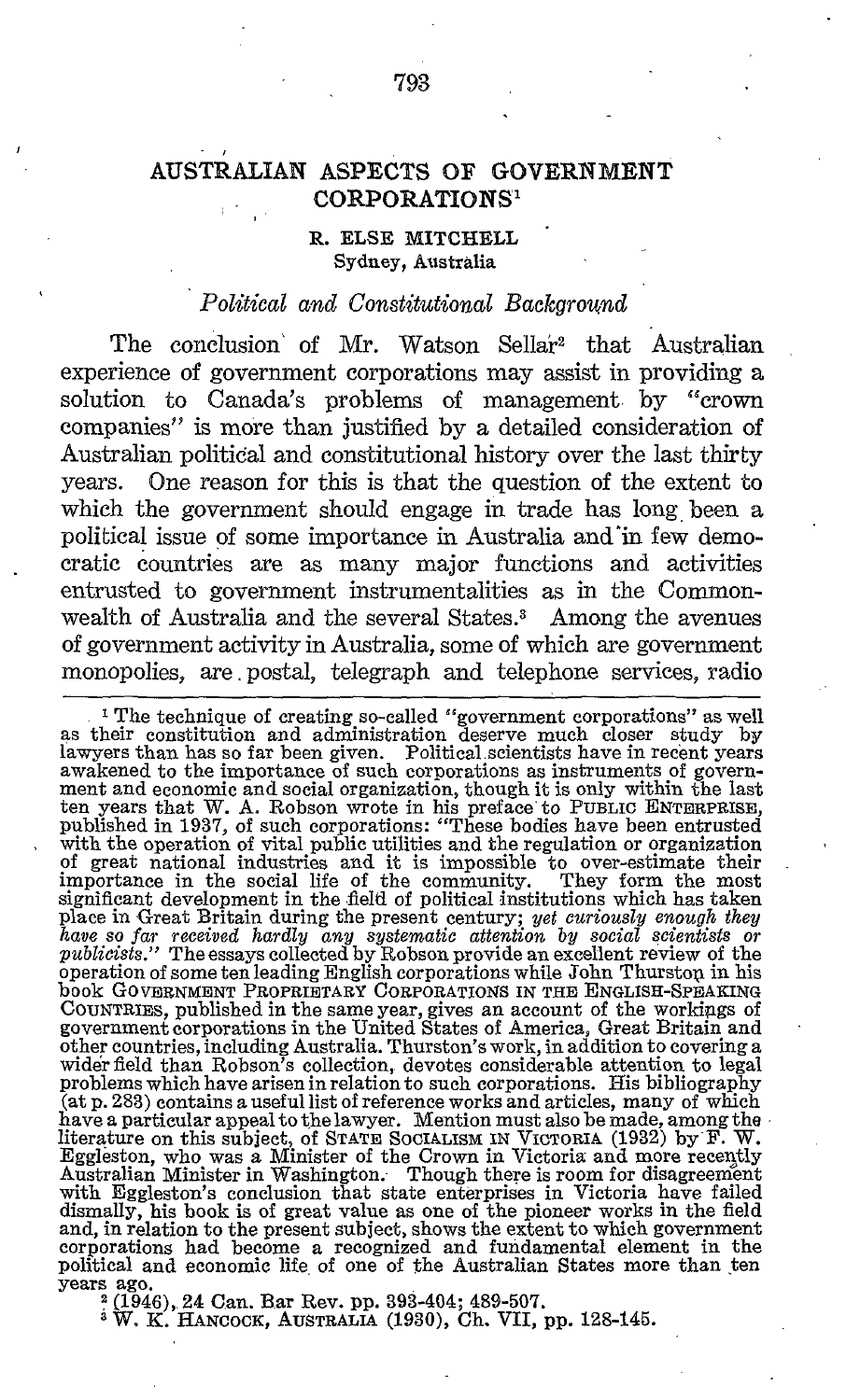# AUSTRALIAN ASPECTS OF GOVERNMENT CORPORATIONS[1]

R. ELSE MITCHELL
Sydney, Australia

## *Political and Constitutional Background*

The conclusion of Mr. Watson Sellar[2] that Australian experience of government corporations may assist in providing a solution to Canada's problems of management by "crown companies" is more than justified by a detailed consideration of Australian political and constitutional history over the last thirty years. One reason for this is that the question of the extent to which the government should engage in trade has long been a political issue of some importance in Australia and in few democratic countries are as many major functions and activities entrusted to government instrumentalities as in the Commonwealth of Australia and the several States.[3] Among the avenues of government activity in Australia, some of which are government monopolies, are postal, telegraph and telephone services, radio

---

[1] The technique of creating so-called "government corporations" as well as their constitution and administration deserve much closer study by lawyers than has so far been given. Political scientists have in recent years awakened to the importance of such corporations as instruments of government and economic and social organization, though it is only within the last ten years that W. A. Robson wrote in his preface to PUBLIC ENTERPRISE, published in 1937, of such corporations: "These bodies have been entrusted with the operation of vital public utilities and the regulation or organization of great national industries and it is impossible to over-estimate their importance in the social life of the community. They form the most significant development in the field of political institutions which has taken place in Great Britain during the present century; *yet curiously enough they have so far received hardly any systematic attention by social scientists or publicists.*" The essays collected by Robson provide an excellent review of the operation of some ten leading English corporations while John Thurston in his book GOVERNMENT PROPRIETARY CORPORATIONS IN THE ENGLISH-SPEAKING COUNTRIES, published in the same year, gives an account of the workings of government corporations in the United States of America, Great Britain and other countries, including Australia. Thurston's work, in addition to covering a wider field than Robson's collection, devotes considerable attention to legal problems which have arisen in relation to such corporations. His bibliography (at p. 283) contains a useful list of reference works and articles, many of which have a particular appeal to the lawyer. Mention must also be made, among the literature on this subject, of STATE SOCIALISM IN VICTORIA (1932) by F. W. Eggleston, who was a Minister of the Crown in Victoria and more recently Australian Minister in Washington. Though there is room for disagreement with Eggleston's conclusion that state enterprises in Victoria have failed dismally, his book is of great value as one of the pioneer works in the field and, in relation to the present subject, shows the extent to which government corporations had become a recognized and fundamental element in the political and economic life of one of the Australian States more than ten years ago.

[2] (1946), 24 Can. Bar Rev. pp. 393-404; 489-507.

[3] W. K. HANCOCK, AUSTRALIA (1930), Ch. VII, pp. 128-145.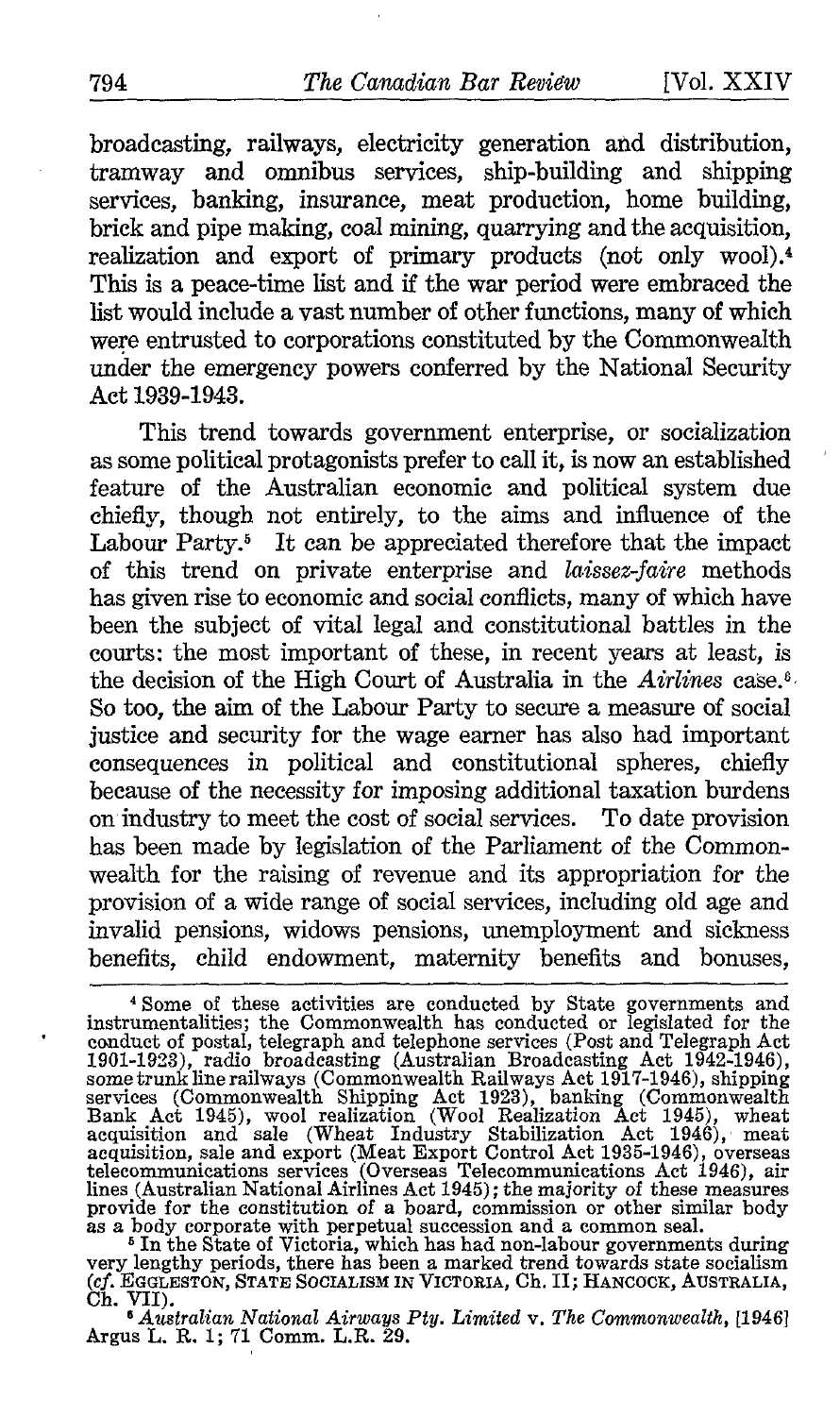broadcasting, railways, electricity generation and distribution, tramway and omnibus services, ship-building and shipping services, banking, insurance, meat production, home building, brick and pipe making, coal mining, quarrying and the acquisition, realization and export of primary products (not only wool).[4] This is a peace-time list and if the war period were embraced the list would include a vast number of other functions, many of which were entrusted to corporations constituted by the Commonwealth under the emergency powers conferred by the National Security Act 1939-1943.

This trend towards government enterprise, or socialization as some political protagonists prefer to call it, is now an established feature of the Australian economic and political system due chiefly, though not entirely, to the aims and influence of the Labour Party.[5] It can be appreciated therefore that the impact of this trend on private enterprise and *laissez-faire* methods has given rise to economic and social conflicts, many of which have been the subject of vital legal and constitutional battles in the courts: the most important of these, in recent years at least, is the decision of the High Court of Australia in the *Airlines* case.[6] So too, the aim of the Labour Party to secure a measure of social justice and security for the wage earner has also had important consequences in political and constitutional spheres, chiefly because of the necessity for imposing additional taxation burdens on industry to meet the cost of social services. To date provision has been made by legislation of the Parliament of the Commonwealth for the raising of revenue and its appropriation for the provision of a wide range of social services, including old age and invalid pensions, widows pensions, unemployment and sickness benefits, child endowment, maternity benefits and bonuses,

---

[4] Some of these activities are conducted by State governments and instrumentalities; the Commonwealth has conducted or legislated for the conduct of postal, telegraph and telephone services (Post and Telegraph Act 1901-1923), radio broadcasting (Australian Broadcasting Act 1942-1946), some trunk line railways (Commonwealth Railways Act 1917-1946), shipping services (Commonwealth Shipping Act 1923), banking (Commonwealth Bank Act 1945), wool realization (Wool Realization Act 1945), wheat acquisition and sale (Wheat Industry Stabilization Act 1946), meat acquisition, sale and export (Meat Export Control Act 1935-1946), overseas telecommunications services (Overseas Telecommunications Act 1946), air lines (Australian National Airlines Act 1945); the majority of these measures provide for the constitution of a board, commission or other similar body as a body corporate with perpetual succession and a common seal.

[5] In the State of Victoria, which has had non-labour governments during very lengthy periods, there has been a marked trend towards state socialism (*cf.* EGGLESTON, STATE SOCIALISM IN VICTORIA, Ch. II; HANCOCK, AUSTRALIA, Ch. VII).

[6] *Australian National Airways Pty. Limited* v. *The Commonwealth*, [1946] Argus L. R. 1; 71 Comm. L.R. 29.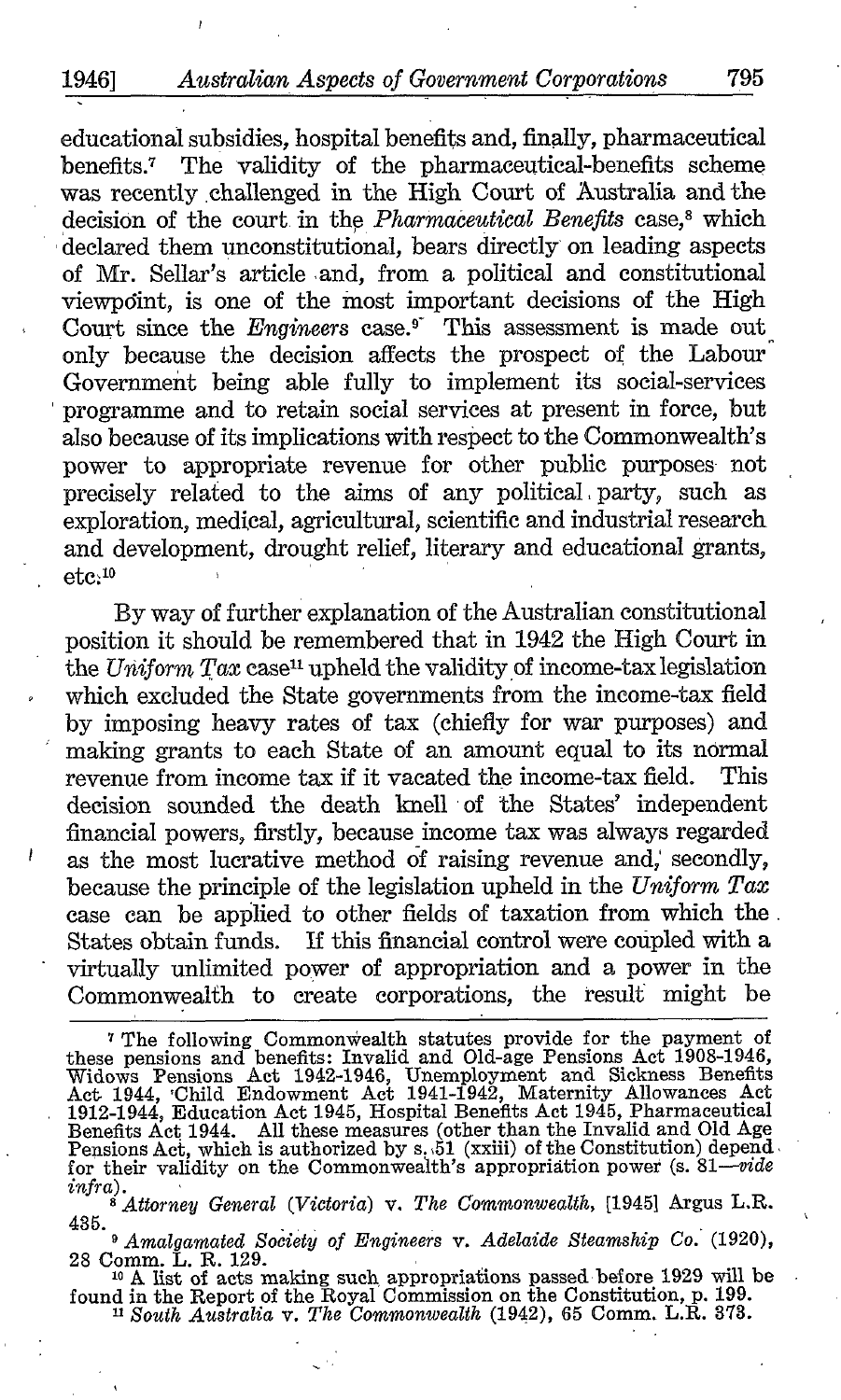educational subsidies, hospital benefits and, finally, pharmaceutical benefits.[7] The validity of the pharmaceutical-benefits scheme was recently challenged in the High Court of Australia and the decision of the court in the *Pharmaceutical Benefits* case,[8] which declared them unconstitutional, bears directly on leading aspects of Mr. Sellar's article and, from a political and constitutional viewpoint, is one of the most important decisions of the High Court since the *Engineers* case.[9] This assessment is made out only because the decision affects the prospect of the Labour Government being able fully to implement its social-services programme and to retain social services at present in force, but also because of its implications with respect to the Commonwealth's power to appropriate revenue for other public purposes not precisely related to the aims of any political party, such as exploration, medical, agricultural, scientific and industrial research and development, drought relief, literary and educational grants, etc.[10]

By way of further explanation of the Australian constitutional position it should be remembered that in 1942 the High Court in the *Uniform Tax* case[11] upheld the validity of income-tax legislation which excluded the State governments from the income-tax field by imposing heavy rates of tax (chiefly for war purposes) and making grants to each State of an amount equal to its normal revenue from income tax if it vacated the income-tax field. This decision sounded the death knell of the States' independent financial powers, firstly, because income tax was always regarded as the most lucrative method of raising revenue and, secondly, because the principle of the legislation upheld in the *Uniform Tax* case can be applied to other fields of taxation from which the States obtain funds. If this financial control were coupled with a virtually unlimited power of appropriation and a power in the Commonwealth to create corporations, the result might be

---

[7] The following Commonwealth statutes provide for the payment of these pensions and benefits: Invalid and Old-age Pensions Act 1908-1946, Widows Pensions Act 1942-1946, Unemployment and Sickness Benefits Act 1944, Child Endowment Act 1941-1942, Maternity Allowances Act 1912-1944, Education Act 1945, Hospital Benefits Act 1945, Pharmaceutical Benefits Act 1944. All these measures (other than the Invalid and Old Age Pensions Act, which is authorized by s. 51 (xxiii) of the Constitution) depend for their validity on the Commonwealth's appropriation power (s. 81—*vide infra*).

[8] *Attorney General (Victoria)* v. *The Commonwealth*, [1945] Argus L.R. 435.

[9] *Amalgamated Society of Engineers* v. *Adelaide Steamship Co.* (1920), 28 Comm. L. R. 129.

[10] A list of acts making such appropriations passed before 1929 will be found in the Report of the Royal Commission on the Constitution, p. 199.

[11] *South Australia* v. *The Commonwealth* (1942), 65 Comm. L.R. 373.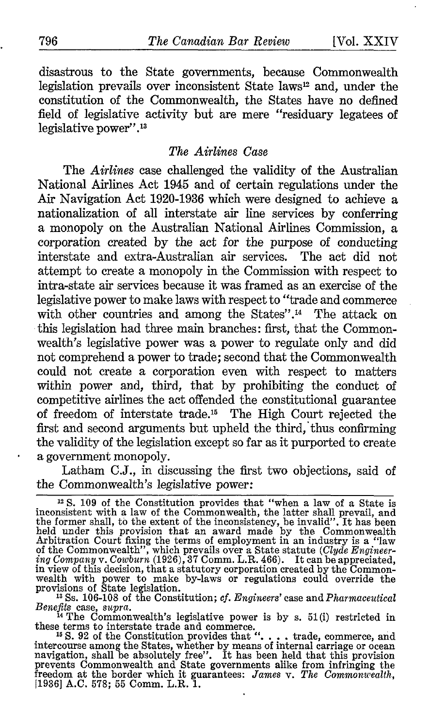disastrous to the State governments, because Commonwealth legislation prevails over inconsistent State laws[12] and, under the constitution of the Commonwealth, the States have no defined field of legislative activity but are mere "residuary legatees of legislative power".[13]

### *The Airlines Case*

The *Airlines* case challenged the validity of the Australian National Airlines Act 1945 and of certain regulations under the Air Navigation Act 1920-1936 which were designed to achieve a nationalization of all interstate air line services by conferring a monopoly on the Australian National Airlines Commission, a corporation created by the act for the purpose of conducting interstate and extra-Australian air services. The act did not attempt to create a monopoly in the Commission with respect to intra-state air services because it was framed as an exercise of the legislative power to make laws with respect to "trade and commerce with other countries and among the States".[14] The attack on this legislation had three main branches: first, that the Commonwealth's legislative power was a power to regulate only and did not comprehend a power to trade; second that the Commonwealth could not create a corporation even with respect to matters within power and, third, that by prohibiting the conduct of competitive airlines the act offended the constitutional guarantee of freedom of interstate trade.[15] The High Court rejected the first and second arguments but upheld the third, thus confirming the validity of the legislation except so far as it purported to create a government monopoly.

Latham C.J., in discussing the first two objections, said of the Commonwealth's legislative power:

---

[12] S. 109 of the Constitution provides that "when a law of a State is inconsistent with a law of the Commonwealth, the latter shall prevail, and the former shall, to the extent of the inconsistency, be invalid". It has been held under this provision that an award made by the Commonwealth Arbitration Court fixing the terms of employment in an industry is a "law of the Commonwealth", which prevails over a State statute (*Clyde Engineering Company* v. *Cowburn* (1926), 37 Comm. L.R. 466). It can be appreciated, in view of this decision, that a statutory corporation created by the Commonwealth with power to make by-laws or regulations could override the provisions of State legislation.

[13] Ss. 106-108 of the Constitution; *cf. Engineers'* case and *Pharmaceutical Benefits* case, *supra*.

[14] The Commonwealth's legislative power is by s. 51(i) restricted in these terms to interstate trade and commerce.

[15] S. 92 of the Constitution provides that ". . . . trade, commerce, and intercourse among the States, whether by means of internal carriage or ocean navigation, shall be absolutely free". It has been held that this provision prevents Commonwealth and State governments alike from infringing the freedom at the border which it guarantees: *James* v. *The Commonwealth*, [1936] A.C. 578; 55 Comm. L.R. 1.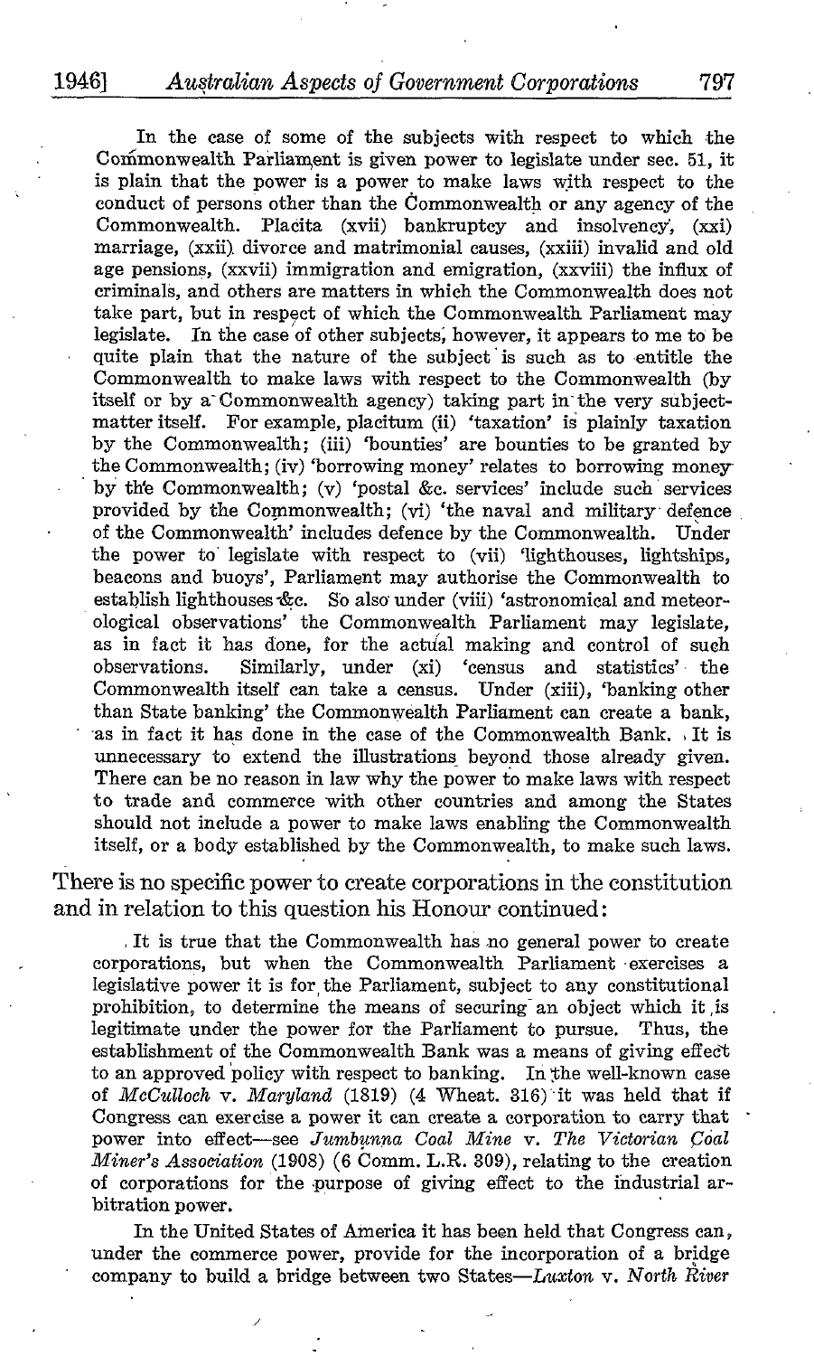In the case of some of the subjects with respect to which the Commonwealth Parliament is given power to legislate under sec. 51, it is plain that the power is a power to make laws with respect to the conduct of persons other than the Commonwealth or any agency of the Commonwealth. Placita (xvii) bankruptcy and insolvency, (xxi) marriage, (xxii) divorce and matrimonial causes, (xxiii) invalid and old age pensions, (xxvii) immigration and emigration, (xxviii) the influx of criminals, and others are matters in which the Commonwealth does not take part, but in respect of which the Commonwealth Parliament may legislate. In the case of other subjects, however, it appears to me to be quite plain that the nature of the subject is such as to entitle the Commonwealth to make laws with respect to the Commonwealth (by itself or by a Commonwealth agency) taking part in the very subject-matter itself. For example, placitum (ii) 'taxation' is plainly taxation by the Commonwealth; (iii) 'bounties' are bounties to be granted by the Commonwealth; (iv) 'borrowing money' relates to borrowing money by the Commonwealth; (v) 'postal &c. services' include such services provided by the Commonwealth; (vi) 'the naval and military defence of the Commonwealth' includes defence by the Commonwealth. Under the power to legislate with respect to (vii) 'lighthouses, lightships, beacons and buoys', Parliament may authorise the Commonwealth to establish lighthouses &c. So also under (viii) 'astronomical and meteorological observations' the Commonwealth Parliament may legislate, as in fact it has done, for the actual making and control of such observations. Similarly, under (xi) 'census and statistics' the Commonwealth itself can take a census. Under (xiii), 'banking other than State banking' the Commonwealth Parliament can create a bank, as in fact it has done in the case of the Commonwealth Bank. It is unnecessary to extend the illustrations beyond those already given. There can be no reason in law why the power to make laws with respect to trade and commerce with other countries and among the States should not include a power to make laws enabling the Commonwealth itself, or a body established by the Commonwealth, to make such laws.

There is no specific power to create corporations in the constitution and in relation to this question his Honour continued:

It is true that the Commonwealth has no general power to create corporations, but when the Commonwealth Parliament exercises a legislative power it is for the Parliament, subject to any constitutional prohibition, to determine the means of securing an object which it is legitimate under the power for the Parliament to pursue. Thus, the establishment of the Commonwealth Bank was a means of giving effect to an approved policy with respect to banking. In the well-known case of *McCulloch* v. *Maryland* (1819) (4 Wheat. 316) it was held that if Congress can exercise a power it can create a corporation to carry that power into effect—see *Jumbunna Coal Mine* v. *The Victorian Coal Miner's Association* (1908) (6 Comm. L.R. 309), relating to the creation of corporations for the purpose of giving effect to the industrial arbitration power.

In the United States of America it has been held that Congress can, under the commerce power, provide for the incorporation of a bridge company to build a bridge between two States—*Luxton* v. *North River*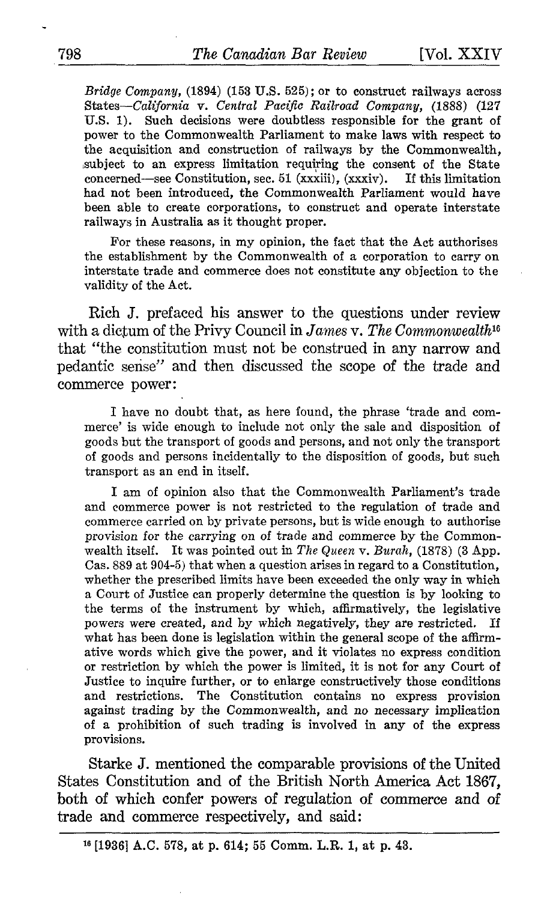*Bridge Company*, (1894) (153 U.S. 525); or to construct railways across States—*California* v. *Central Pacific Railroad Company*, (1888) (127 U.S. 1). Such decisions were doubtless responsible for the grant of power to the Commonwealth Parliament to make laws with respect to the acquisition and construction of railways by the Commonwealth, subject to an express limitation requiring the consent of the State concerned—see Constitution, sec. 51 (xxxiii), (xxxiv). If this limitation had not been introduced, the Commonwealth Parliament would have been able to create corporations, to construct and operate interstate railways in Australia as it thought proper.

> For these reasons, in my opinion, the fact that the Act authorises the establishment by the Commonwealth of a corporation to carry on interstate trade and commerce does not constitute any objection to the validity of the Act.

Rich J. prefaced his answer to the questions under review with a dictum of the Privy Council in *James* v. *The Commonwealth*[16] that "the constitution must not be construed in any narrow and pedantic sense" and then discussed the scope of the trade and commerce power:

> I have no doubt that, as here found, the phrase 'trade and commerce' is wide enough to include not only the sale and disposition of goods but the transport of goods and persons, and not only the transport of goods and persons incidentally to the disposition of goods, but such transport as an end in itself.
>
> I am of opinion also that the Commonwealth Parliament's trade and commerce power is not restricted to the regulation of trade and commerce carried on by private persons, but is wide enough to authorise provision for the carrying on of trade and commerce by the Commonwealth itself. It was pointed out in *The Queen* v. *Burah*, (1878) (3 App. Cas. 889 at 904-5) that when a question arises in regard to a Constitution, whether the prescribed limits have been exceeded the only way in which a Court of Justice can properly determine the question is by looking to the terms of the instrument by which, affirmatively, the legislative powers were created, and by which negatively, they are restricted. If what has been done is legislation within the general scope of the affirmative words which give the power, and it violates no express condition or restriction by which the power is limited, it is not for any Court of Justice to inquire further, or to enlarge constructively those conditions and restrictions. The Constitution contains no express provision against trading by the Commonwealth, and no necessary implication of a prohibition of such trading is involved in any of the express provisions.

Starke J. mentioned the comparable provisions of the United States Constitution and of the British North America Act 1867, both of which confer powers of regulation of commerce and of trade and commerce respectively, and said:

---

[16] [1936] A.C. 578, at p. 614; 55 Comm. L.R. 1, at p. 43.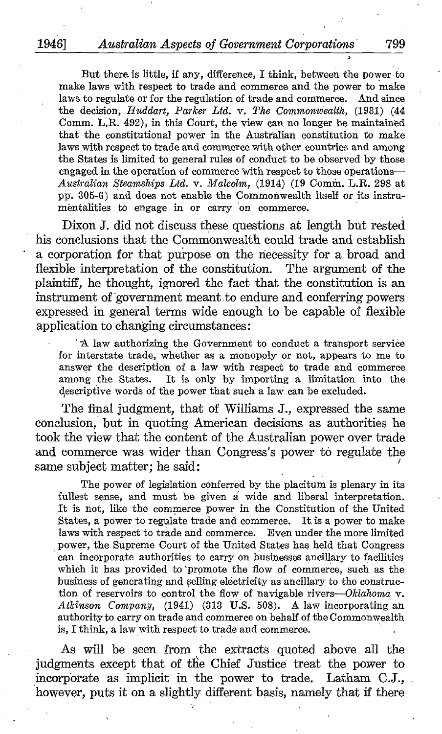> But there is little, if any, difference, I think, between the power to make laws with respect to trade and commerce and the power to make laws to regulate or for the regulation of trade and commerce. And since the decision, *Huddart, Parker Ltd.* v. *The Commonwealth,* (1931) (44 Comm. L.R. 492), in this Court, the view can no longer be maintained that the constitutional power in the Australian constitution to make laws with respect to trade and commerce with other countries and among the States is limited to general rules of conduct to be observed by those engaged in the operation of commerce with respect to those operations—*Australian Steamships Ltd.* v. *Malcolm,* (1914) (19 Comm. L.R. 298 at pp. 305-6) and does not enable the Commonwealth itself or its instrumentalities to engage in or carry on commerce.

Dixon J. did not discuss these questions at length but rested his conclusions that the Commonwealth could trade and establish a corporation for that purpose on the necessity for a broad and flexible interpretation of the constitution. The argument of the plaintiff, he thought, ignored the fact that the constitution is an instrument of government meant to endure and conferring powers expressed in general terms wide enough to be capable of flexible application to changing circumstances:

> A law authorizing the Government to conduct a transport service for interstate trade, whether as a monopoly or not, appears to me to answer the description of a law with respect to trade and commerce among the States. It is only by importing a limitation into the descriptive words of the power that such a law can be excluded.

The final judgment, that of Williams J., expressed the same conclusion, but in quoting American decisions as authorities he took the view that the content of the Australian power over trade and commerce was wider than Congress's power to regulate the same subject matter; he said:

> The power of legislation conferred by the placitum is plenary in its fullest sense, and must be given a wide and liberal interpretation. It is not, like the commerce power in the Constitution of the United States, a power to regulate trade and commerce. It is a power to make laws with respect to trade and commerce. Even under the more limited power, the Supreme Court of the United States has held that Congress can incorporate authorities to carry on businesses ancillary to facilities which it has provided to promote the flow of commerce, such as the business of generating and selling electricity as ancillary to the construction of reservoirs to control the flow of navigable rivers—*Oklahoma* v. *Atkinson Company,* (1941) (313 U.S. 508). A law incorporating an authority to carry on trade and commerce on behalf of the Commonwealth is, I think, a law with respect to trade and commerce.

As will be seen from the extracts quoted above all the judgments except that of the Chief Justice treat the power to incorporate as implicit in the power to trade. Latham C.J., however, puts it on a slightly different basis, namely that if there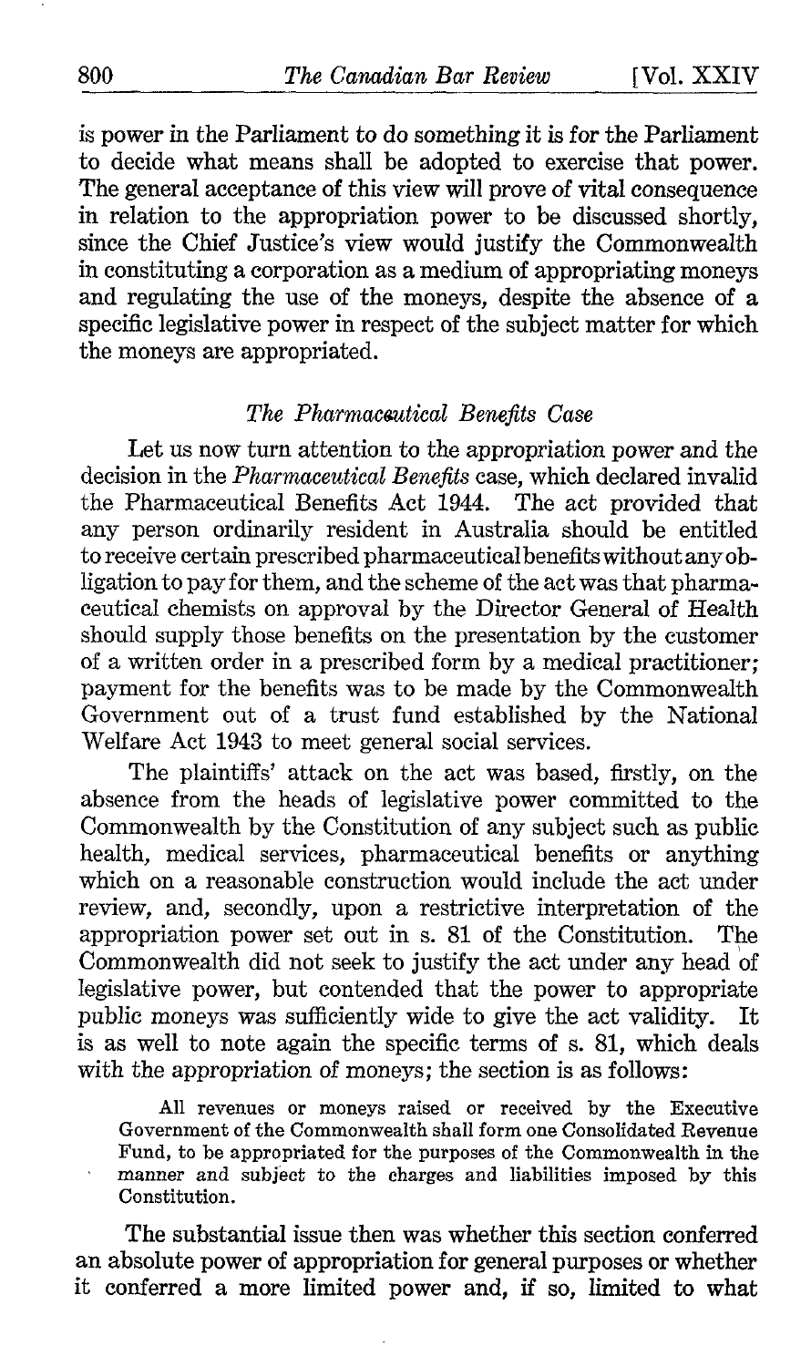is power in the Parliament to do something it is for the Parliament to decide what means shall be adopted to exercise that power. The general acceptance of this view will prove of vital consequence in relation to the appropriation power to be discussed shortly, since the Chief Justice's view would justify the Commonwealth in constituting a corporation as a medium of appropriating moneys and regulating the use of the moneys, despite the absence of a specific legislative power in respect of the subject matter for which the moneys are appropriated.

### *The Pharmaceutical Benefits Case*

Let us now turn attention to the appropriation power and the decision in the *Pharmaceutical Benefits* case, which declared invalid the Pharmaceutical Benefits Act 1944. The act provided that any person ordinarily resident in Australia should be entitled to receive certain prescribed pharmaceutical benefits without any obligation to pay for them, and the scheme of the act was that pharmaceutical chemists on approval by the Director General of Health should supply those benefits on the presentation by the customer of a written order in a prescribed form by a medical practitioner; payment for the benefits was to be made by the Commonwealth Government out of a trust fund established by the National Welfare Act 1943 to meet general social services.

The plaintiffs' attack on the act was based, firstly, on the absence from the heads of legislative power committed to the Commonwealth by the Constitution of any subject such as public health, medical services, pharmaceutical benefits or anything which on a reasonable construction would include the act under review, and, secondly, upon a restrictive interpretation of the appropriation power set out in s. 81 of the Constitution. The Commonwealth did not seek to justify the act under any head of legislative power, but contended that the power to appropriate public moneys was sufficiently wide to give the act validity. It is as well to note again the specific terms of s. 81, which deals with the appropriation of moneys; the section is as follows:

> All revenues or moneys raised or received by the Executive Government of the Commonwealth shall form one Consolidated Revenue Fund, to be appropriated for the purposes of the Commonwealth in the manner and subject to the charges and liabilities imposed by this Constitution.

The substantial issue then was whether this section conferred an absolute power of appropriation for general purposes or whether it conferred a more limited power and, if so, limited to what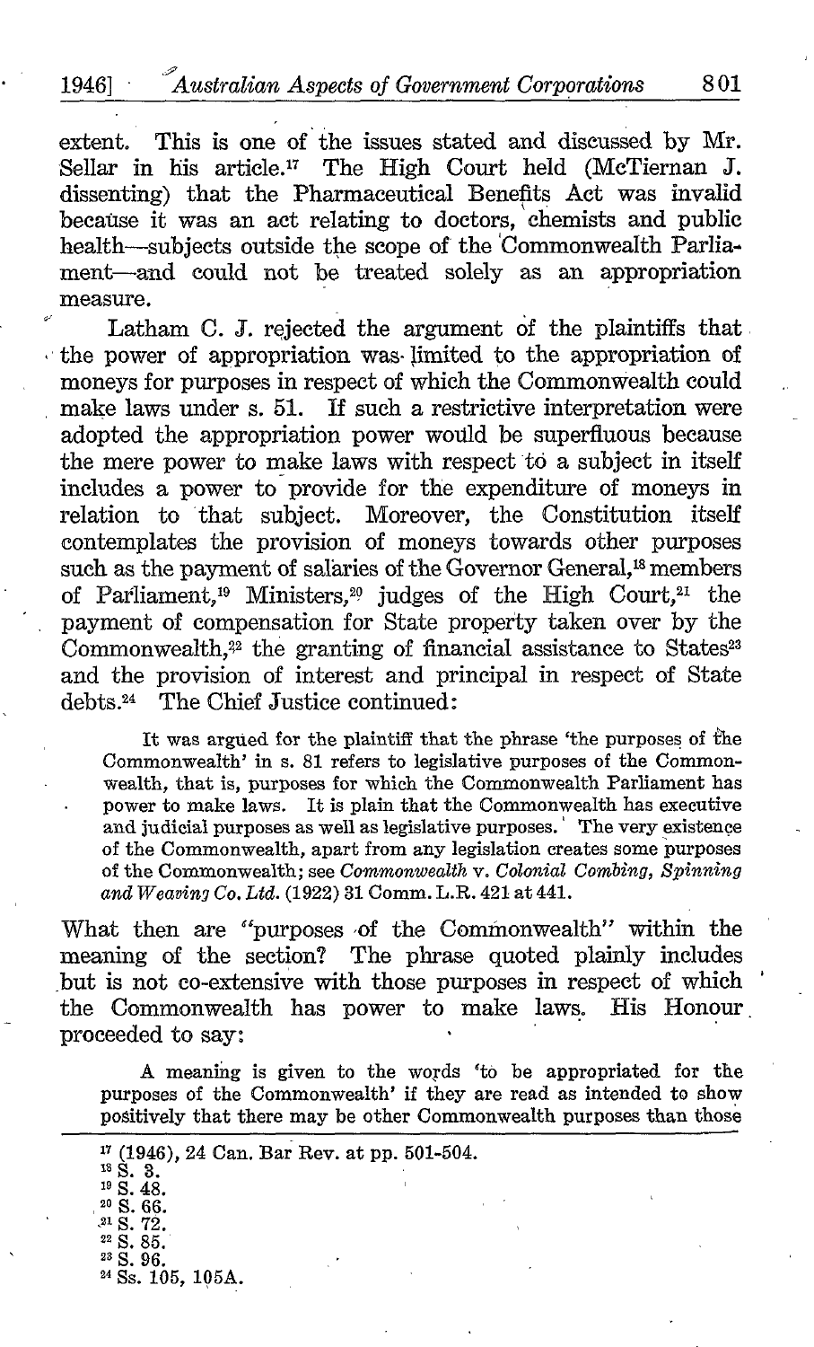extent. This is one of the issues stated and discussed by Mr. Sellar in his article.[17] The High Court held (McTiernan J. dissenting) that the Pharmaceutical Benefits Act was invalid because it was an act relating to doctors, chemists and public health—subjects outside the scope of the Commonwealth Parliament—and could not be treated solely as an appropriation measure.

Latham C. J. rejected the argument of the plaintiffs that the power of appropriation was limited to the appropriation of moneys for purposes in respect of which the Commonwealth could make laws under s. 51. If such a restrictive interpretation were adopted the appropriation power would be superfluous because the mere power to make laws with respect to a subject in itself includes a power to provide for the expenditure of moneys in relation to that subject. Moreover, the Constitution itself contemplates the provision of moneys towards other purposes such as the payment of salaries of the Governor General,[18] members of Parliament,[19] Ministers,[20] judges of the High Court,[21] the payment of compensation for State property taken over by the Commonwealth,[22] the granting of financial assistance to States[23] and the provision of interest and principal in respect of State debts.[24] The Chief Justice continued:

> It was argued for the plaintiff that the phrase 'the purposes of the Commonwealth' in s. 81 refers to legislative purposes of the Commonwealth, that is, purposes for which the Commonwealth Parliament has power to make laws. It is plain that the Commonwealth has executive and judicial purposes as well as legislative purposes. The very existence of the Commonwealth, apart from any legislation creates some purposes of the Commonwealth; see *Commonwealth* v. *Colonial Combing, Spinning and Weaving Co. Ltd.* (1922) 31 Comm. L.R. 421 at 441.

What then are "purposes of the Commonwealth" within the meaning of the section? The phrase quoted plainly includes but is not co-extensive with those purposes in respect of which the Commonwealth has power to make laws. His Honour proceeded to say:

> A meaning is given to the words 'to be appropriated for the purposes of the Commonwealth' if they are read as intended to show positively that there may be other Commonwealth purposes than those

---

[17] (1946), 24 Can. Bar Rev. at pp. 501-504.
[18] S. 3.
[19] S. 48.
[20] S. 66.
[21] S. 72.
[22] S. 85.
[23] S. 96.
[24] Ss. 105, 105A.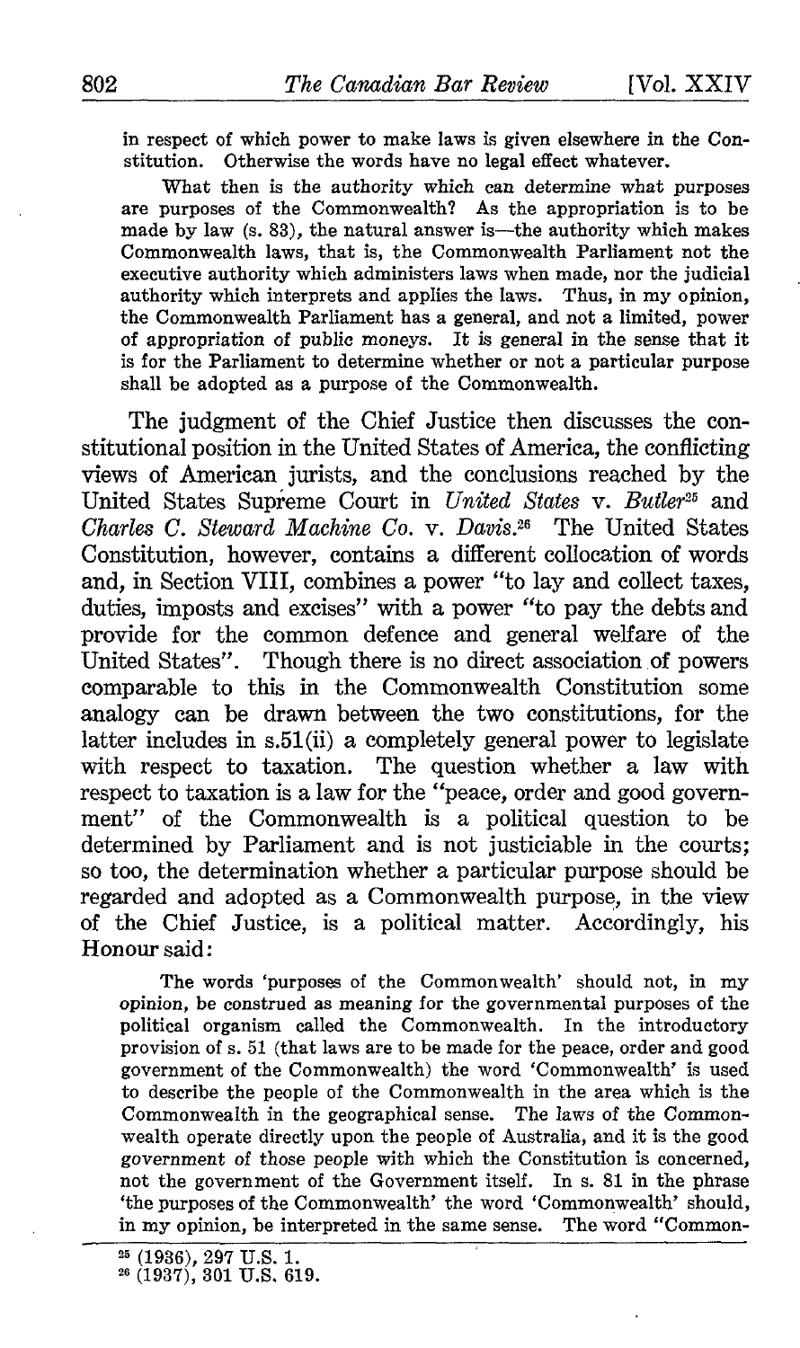> in respect of which power to make laws is given elsewhere in the Constitution. Otherwise the words have no legal effect whatever.
>
> What then is the authority which can determine what purposes are purposes of the Commonwealth? As the appropriation is to be made by law (s. 83), the natural answer is—the authority which makes Commonwealth laws, that is, the Commonwealth Parliament not the executive authority which administers laws when made, nor the judicial authority which interprets and applies the laws. Thus, in my opinion, the Commonwealth Parliament has a general, and not a limited, power of appropriation of public moneys. It is general in the sense that it is for the Parliament to determine whether or not a particular purpose shall be adopted as a purpose of the Commonwealth.

The judgment of the Chief Justice then discusses the constitutional position in the United States of America, the conflicting views of American jurists, and the conclusions reached by the United States Supreme Court in *United States* v. *Butler*[25] and *Charles C. Steward Machine Co.* v. *Davis*.[26] The United States Constitution, however, contains a different collocation of words and, in Section VIII, combines a power "to lay and collect taxes, duties, imposts and excises" with a power "to pay the debts and provide for the common defence and general welfare of the United States". Though there is no direct association of powers comparable to this in the Commonwealth Constitution some analogy can be drawn between the two constitutions, for the latter includes in s.51(ii) a completely general power to legislate with respect to taxation. The question whether a law with respect to taxation is a law for the "peace, order and good government" of the Commonwealth is a political question to be determined by Parliament and is not justiciable in the courts; so too, the determination whether a particular purpose should be regarded and adopted as a Commonwealth purpose, in the view of the Chief Justice, is a political matter. Accordingly, his Honour said:

> The words 'purposes of the Commonwealth' should not, in my opinion, be construed as meaning for the governmental purposes of the political organism called the Commonwealth. In the introductory provision of s. 51 (that laws are to be made for the peace, order and good government of the Commonwealth) the word 'Commonwealth' is used to describe the people of the Commonwealth in the area which is the Commonwealth in the geographical sense. The laws of the Commonwealth operate directly upon the people of Australia, and it is the good government of those people with which the Constitution is concerned, not the government of the Government itself. In s. 81 in the phrase 'the purposes of the Commonwealth' the word 'Commonwealth' should, in my opinion, be interpreted in the same sense. The word "Common-

[25] (1936), 297 U.S. 1.
[26] (1937), 301 U.S. 619.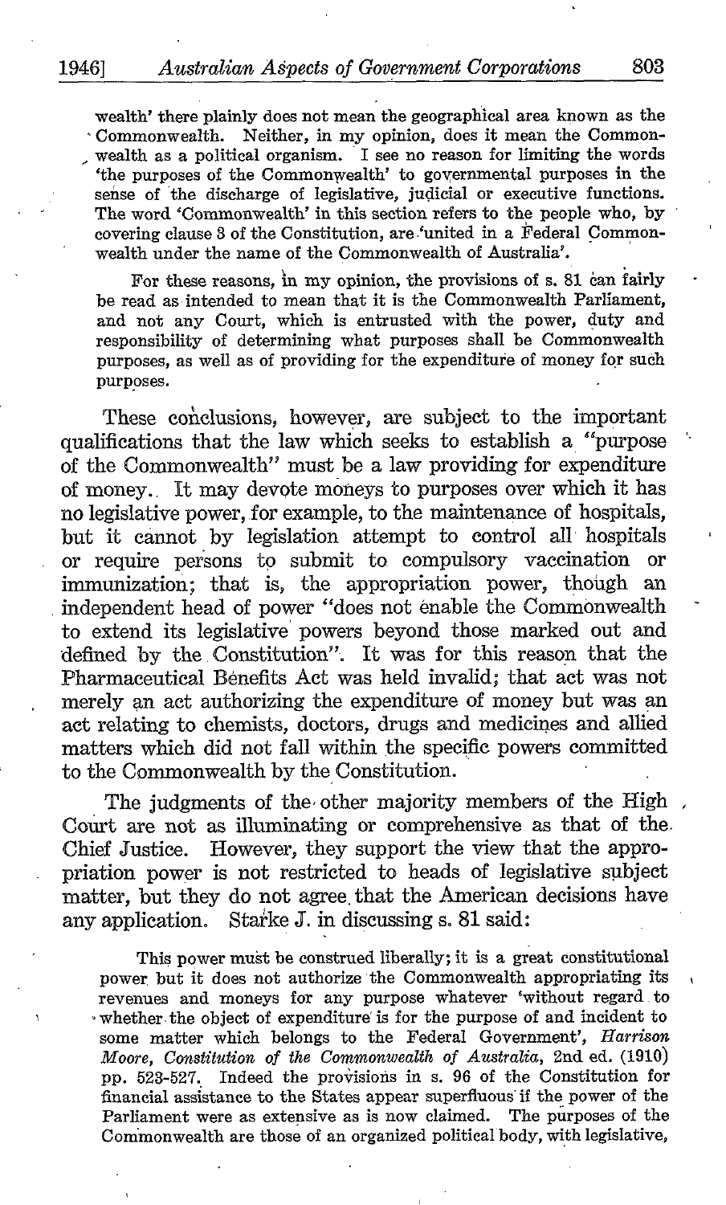wealth' there plainly does not mean the geographical area known as the Commonwealth. Neither, in my opinion, does it mean the Commonwealth as a political organism. I see no reason for limiting the words 'the purposes of the Commonwealth' to governmental purposes in the sense of the discharge of legislative, judicial or executive functions. The word 'Commonwealth' in this section refers to the people who, by covering clause 3 of the Constitution, are 'united in a Federal Commonwealth under the name of the Commonwealth of Australia'.

> For these reasons, in my opinion, the provisions of s. 81 can fairly be read as intended to mean that it is the Commonwealth Parliament, and not any Court, which is entrusted with the power, duty and responsibility of determining what purposes shall be Commonwealth purposes, as well as of providing for the expenditure of money for such purposes.

These conclusions, however, are subject to the important qualifications that the law which seeks to establish a "purpose of the Commonwealth" must be a law providing for expenditure of money. It may devote moneys to purposes over which it has no legislative power, for example, to the maintenance of hospitals, but it cannot by legislation attempt to control all hospitals or require persons to submit to compulsory vaccination or immunization; that is, the appropriation power, though an independent head of power "does not enable the Commonwealth to extend its legislative powers beyond those marked out and defined by the Constitution". It was for this reason that the Pharmaceutical Benefits Act was held invalid; that act was not merely an act authorizing the expenditure of money but was an act relating to chemists, doctors, drugs and medicines and allied matters which did not fall within the specific powers committed to the Commonwealth by the Constitution.

The judgments of the other majority members of the High Court are not as illuminating or comprehensive as that of the Chief Justice. However, they support the view that the appropriation power is not restricted to heads of legislative subject matter, but they do not agree that the American decisions have any application. Starke J. in discussing s. 81 said:

> This power must be construed liberally; it is a great constitutional power but it does not authorize the Commonwealth appropriating its revenues and moneys for any purpose whatever 'without regard to whether the object of expenditure is for the purpose of and incident to some matter which belongs to the Federal Government', *Harrison Moore, Constitution of the Commonwealth of Australia*, 2nd ed. (1910) pp. 523-527. Indeed the provisions in s. 96 of the Constitution for financial assistance to the States appear superfluous if the power of the Parliament were as extensive as is now claimed. The purposes of the Commonwealth are those of an organized political body, with legislative,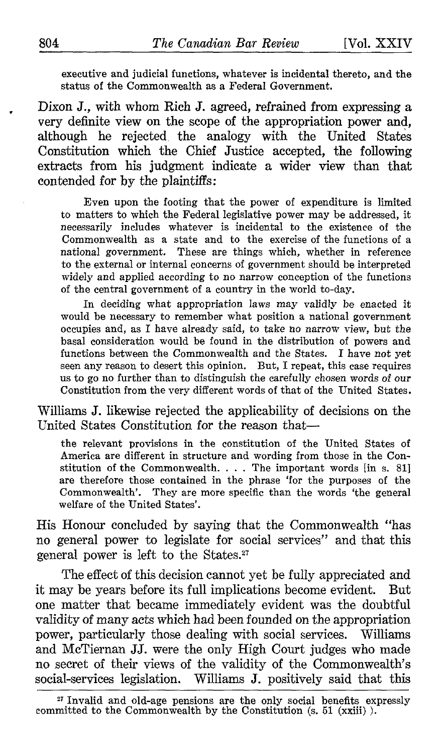> executive and judicial functions, whatever is incidental thereto, and the status of the Commonwealth as a Federal Government.

Dixon J., with whom Rich J. agreed, refrained from expressing a very definite view on the scope of the appropriation power and, although he rejected the analogy with the United States Constitution which the Chief Justice accepted, the following extracts from his judgment indicate a wider view than that contended for by the plaintiffs:

> Even upon the footing that the power of expenditure is limited to matters to which the Federal legislative power may be addressed, it necessarily includes whatever is incidental to the existence of the Commonwealth as a state and to the exercise of the functions of a national government. These are things which, whether in reference to the external or internal concerns of government should be interpreted widely and applied according to no narrow conception of the functions of the central government of a country in the world to-day.
>
> In deciding what appropriation laws may validly be enacted it would be necessary to remember what position a national government occupies and, as I have already said, to take no narrow view, but the basal consideration would be found in the distribution of powers and functions between the Commonwealth and the States. I have not yet seen any reason to desert this opinion. But, I repeat, this case requires us to go no further than to distinguish the carefully chosen words of our Constitution from the very different words of that of the United States.

Williams J. likewise rejected the applicability of decisions on the United States Constitution for the reason that—

> the relevant provisions in the constitution of the United States of America are different in structure and wording from those in the Constitution of the Commonwealth. . . . The important words [in s. 81] are therefore those contained in the phrase 'for the purposes of the Commonwealth'. They are more specific than the words 'the general welfare of the United States'.

His Honour concluded by saying that the Commonwealth "has no general power to legislate for social services" and that this general power is left to the States.[27]

The effect of this decision cannot yet be fully appreciated and it may be years before its full implications become evident. But one matter that became immediately evident was the doubtful validity of many acts which had been founded on the appropriation power, particularly those dealing with social services. Williams and McTiernan JJ. were the only High Court judges who made no secret of their views of the validity of the Commonwealth's social-services legislation. Williams J. positively said that this

---

[27] Invalid and old-age pensions are the only social benefits expressly committed to the Commonwealth by the Constitution (s. 51 (xxiii) ).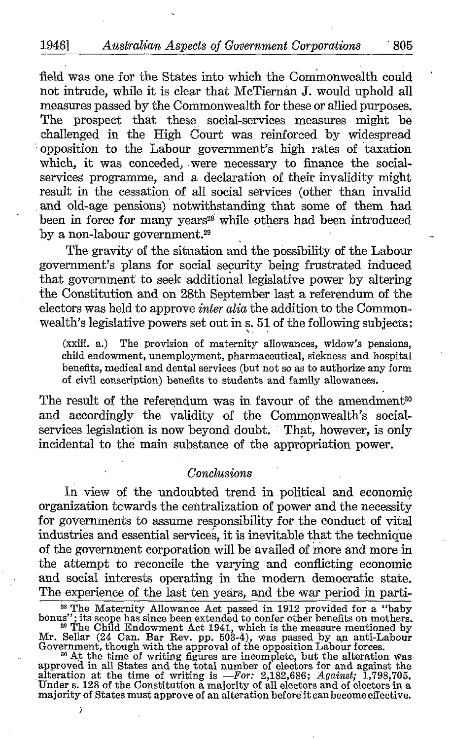field was one for the States into which the Commonwealth could not intrude, while it is clear that McTiernan J. would uphold all measures passed by the Commonwealth for these or allied purposes. The prospect that these social-services measures might be challenged in the High Court was reinforced by widespread opposition to the Labour government's high rates of taxation which, it was conceded, were necessary to finance the social-services programme, and a declaration of their invalidity might result in the cessation of all social services (other than invalid and old-age pensions) notwithstanding that some of them had been in force for many years[28] while others had been introduced by a non-labour government.[29]

The gravity of the situation and the possibility of the Labour government's plans for social security being frustrated induced that government to seek additional legislative power by altering the Constitution and on 28th September last a referendum of the electors was held to approve *inter alia* the addition to the Commonwealth's legislative powers set out in s. 51 of the following subjects:

> (xxiii. a.) The provision of maternity allowances, widow's pensions, child endowment, unemployment, pharmaceutical, sickness and hospital benefits, medical and dental services (but not so as to authorize any form of civil conscription) benefits to students and family allowances.

The result of the referendum was in favour of the amendment[30] and accordingly the validity of the Commonwealth's social-services legislation is now beyond doubt. That, however, is only incidental to the main substance of the appropriation power.

## *Conclusions*

In view of the undoubted trend in political and economic organization towards the centralization of power and the necessity for governments to assume responsibility for the conduct of vital industries and essential services, it is inevitable that the technique of the government corporation will be availed of more and more in the attempt to reconcile the varying and conflicting economic and social interests operating in the modern democratic state. The experience of the last ten years, and the war period in parti-

---

[28] The Maternity Allowance Act passed in 1912 provided for a "baby bonus"; its scope has since been extended to confer other benefits on mothers.

[29] The Child Endowment Act 1941, which is the measure mentioned by Mr. Sellar (24 Can. Bar Rev. pp. 503-4), was passed by an anti-Labour Government, though with the approval of the opposition Labour forces.

[30] At the time of writing figures are incomplete, but the alteration was approved in all States and the total number of electors for and against the alteration at the time of writing is —*For:* 2,182,686; *Against;* 1,798,705. Under s. 128 of the Constitution a majority of all electors and of electors in a majority of States must approve of an alteration before it can become effective.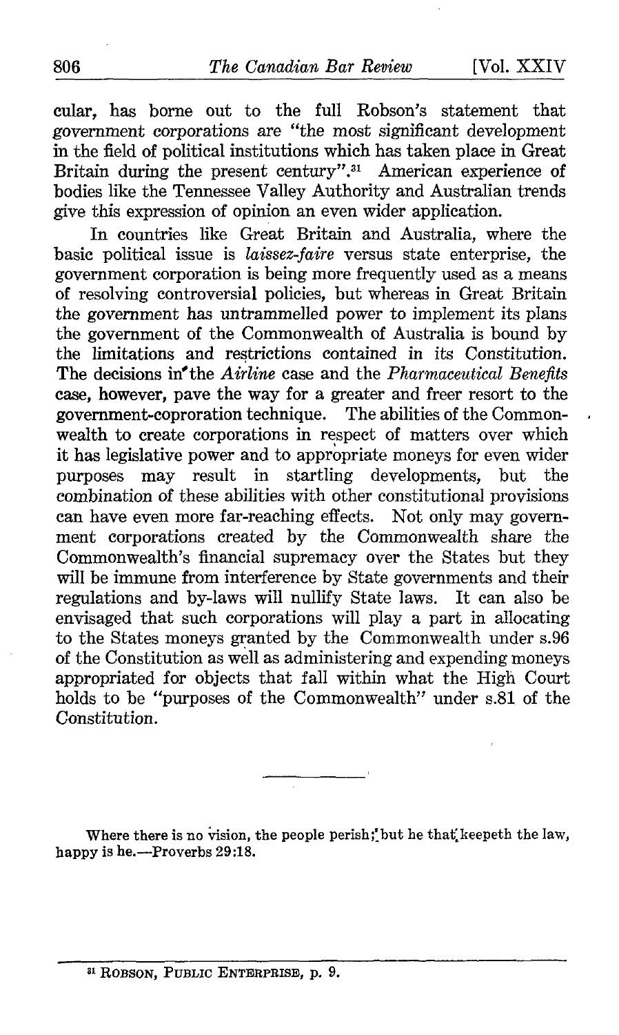cular, has borne out to the full Robson's statement that government corporations are "the most significant development in the field of political institutions which has taken place in Great Britain during the present century".[31] American experience of bodies like the Tennessee Valley Authority and Australian trends give this expression of opinion an even wider application.

In countries like Great Britain and Australia, where the basic political issue is *laissez-faire* versus state enterprise, the government corporation is being more frequently used as a means of resolving controversial policies, but whereas in Great Britain the government has untrammelled power to implement its plans the government of the Commonwealth of Australia is bound by the limitations and restrictions contained in its Constitution. The decisions in the *Airline* case and the *Pharmaceutical Benefits* case, however, pave the way for a greater and freer resort to the government-coproration technique. The abilities of the Commonwealth to create corporations in respect of matters over which it has legislative power and to appropriate moneys for even wider purposes may result in startling developments, but the combination of these abilities with other constitutional provisions can have even more far-reaching effects. Not only may government corporations created by the Commonwealth share the Commonwealth's financial supremacy over the States but they will be immune from interference by State governments and their regulations and by-laws will nullify State laws. It can also be envisaged that such corporations will play a part in allocating to the States moneys granted by the Commonwealth under s.96 of the Constitution as well as administering and expending moneys appropriated for objects that fall within what the High Court holds to be "purposes of the Commonwealth" under s.81 of the Constitution.

---

Where there is no vision, the people perish; but he that keepeth the law, happy is he.—Proverbs 29:18.

---

[31] ROBSON, PUBLIC ENTERPRISE, p. 9.